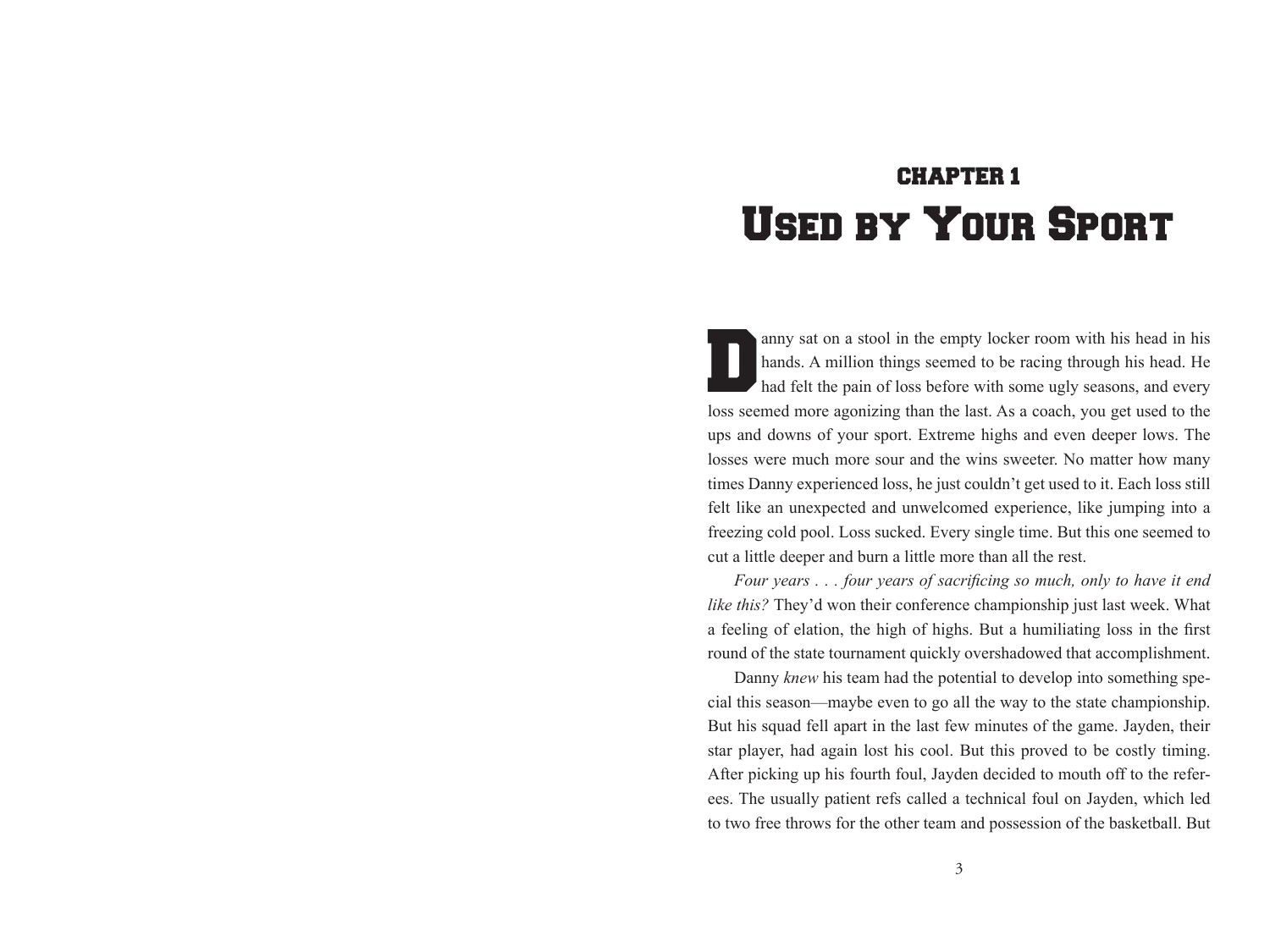## CHAPTER 1

# Used by Your Sport

Danny sat on a stool in the empty locker room with his head in his hands. A million things seemed to be racing through his head. He had felt the pain of loss before with some ugly seasons, and every loss seemed more agonizing than the last. As a coach, you get used to the ups and downs of your sport. Extreme highs and even deeper lows. The losses were much more sour and the wins sweeter. No matter how many times Danny experienced loss, he just couldn't get used to it. Each loss still felt like an unexpected and unwelcomed experience, like jumping into a freezing cold pool. Loss sucked. Every single time. But this one seemed to cut a little deeper and burn a little more than all the rest.

*Four years . . . four years of sacrificing so much, only to have it end like this?* They'd won their conference championship just last week. What a feeling of elation, the high of highs. But a humiliating loss in the first round of the state tournament quickly overshadowed that accomplishment.

Danny *knew* his team had the potential to develop into something special this season—maybe even to go all the way to the state championship. But his squad fell apart in the last few minutes of the game. Jayden, their star player, had again lost his cool. But this proved to be costly timing. After picking up his fourth foul, Jayden decided to mouth off to the referees. The usually patient refs called a technical foul on Jayden, which led to two free throws for the other team and possession of the basketball. But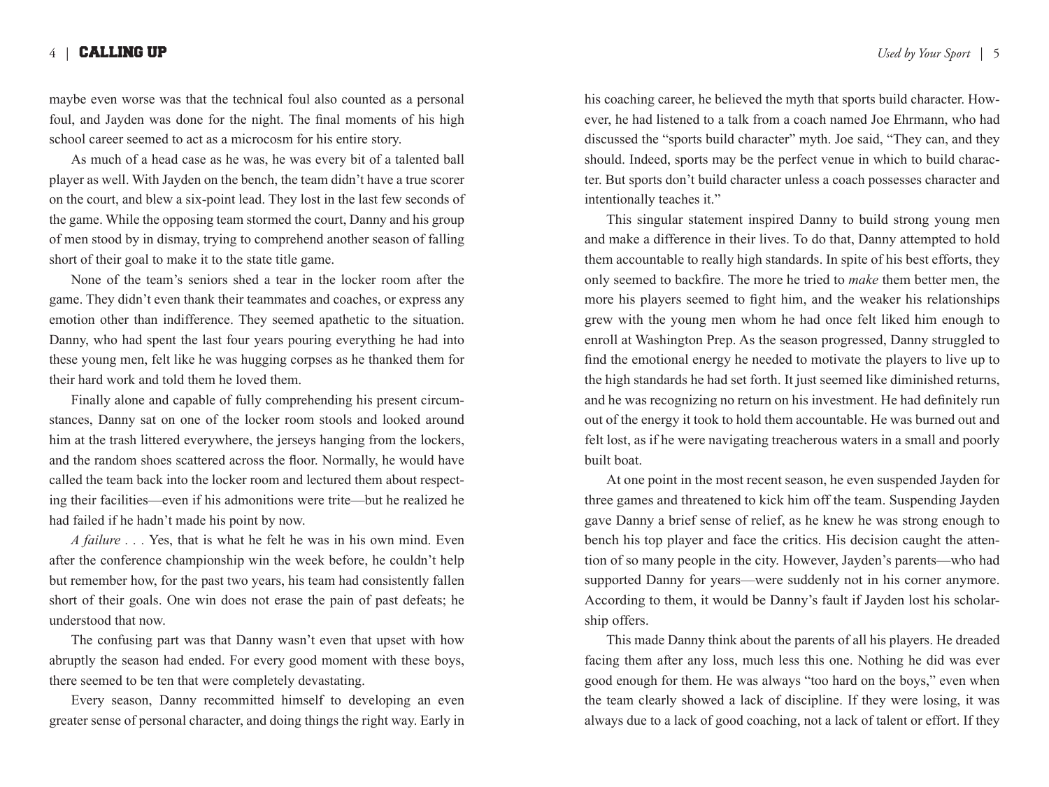maybe even worse was that the technical foul also counted as a personal foul, and Jayden was done for the night. The final moments of his high school career seemed to act as a microcosm for his entire story.

As much of a head case as he was, he was every bit of a talented ball player as well. With Jayden on the bench, the team didn't have a true scorer on the court, and blew a six-point lead. They lost in the last few seconds of the game. While the opposing team stormed the court, Danny and his group of men stood by in dismay, trying to comprehend another season of falling short of their goal to make it to the state title game.

None of the team's seniors shed a tear in the locker room after the game. They didn't even thank their teammates and coaches, or express any emotion other than indifference. They seemed apathetic to the situation. Danny, who had spent the last four years pouring everything he had into these young men, felt like he was hugging corpses as he thanked them for their hard work and told them he loved them.

Finally alone and capable of fully comprehending his present circumstances, Danny sat on one of the locker room stools and looked around him at the trash littered everywhere, the jerseys hanging from the lockers, and the random shoes scattered across the floor. Normally, he would have called the team back into the locker room and lectured them about respecting their facilities—even if his admonitions were trite—but he realized he had failed if he hadn't made his point by now.

*A failure* . . . Yes, that is what he felt he was in his own mind. Even after the conference championship win the week before, he couldn't help but remember how, for the past two years, his team had consistently fallen short of their goals. One win does not erase the pain of past defeats; he understood that now.

The confusing part was that Danny wasn't even that upset with how abruptly the season had ended. For every good moment with these boys, there seemed to be ten that were completely devastating.

Every season, Danny recommitted himself to developing an even greater sense of personal character, and doing things the right way. Early in his coaching career, he believed the myth that sports build character. However, he had listened to a talk from a coach named Joe Ehrmann, who had discussed the "sports build character" myth. Joe said, "They can, and they should. Indeed, sports may be the perfect venue in which to build character. But sports don't build character unless a coach possesses character and intentionally teaches it."

This singular statement inspired Danny to build strong young men and make a difference in their lives. To do that, Danny attempted to hold them accountable to really high standards. In spite of his best efforts, they only seemed to backfire. The more he tried to *make* them better men, the more his players seemed to fight him, and the weaker his relationships grew with the young men whom he had once felt liked him enough to enroll at Washington Prep. As the season progressed, Danny struggled to find the emotional energy he needed to motivate the players to live up to the high standards he had set forth. It just seemed like diminished returns, and he was recognizing no return on his investment. He had definitely run out of the energy it took to hold them accountable. He was burned out and felt lost, as if he were navigating treacherous waters in a small and poorly built boat.

At one point in the most recent season, he even suspended Jayden for three games and threatened to kick him off the team. Suspending Jayden gave Danny a brief sense of relief, as he knew he was strong enough to bench his top player and face the critics. His decision caught the attention of so many people in the city. However, Jayden's parents—who had supported Danny for years—were suddenly not in his corner anymore. According to them, it would be Danny's fault if Jayden lost his scholarship offers.

This made Danny think about the parents of all his players. He dreaded facing them after any loss, much less this one. Nothing he did was ever good enough for them. He was always "too hard on the boys," even when the team clearly showed a lack of discipline. If they were losing, it was always due to a lack of good coaching, not a lack of talent or effort. If they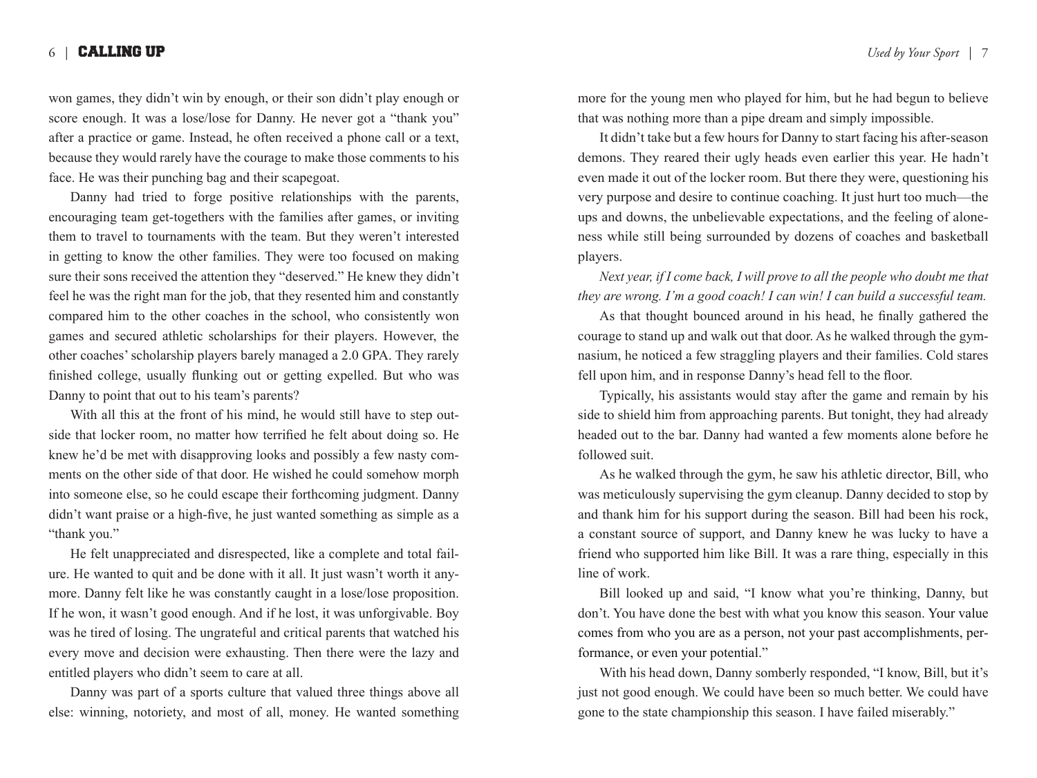won games, they didn't win by enough, or their son didn't play enough or score enough. It was a lose/lose for Danny. He never got a "thank you" after a practice or game. Instead, he often received a phone call or a text, because they would rarely have the courage to make those comments to his face. He was their punching bag and their scapegoat.

Danny had tried to forge positive relationships with the parents, encouraging team get-togethers with the families after games, or inviting them to travel to tournaments with the team. But they weren't interested in getting to know the other families. They were too focused on making sure their sons received the attention they "deserved." He knew they didn't feel he was the right man for the job, that they resented him and constantly compared him to the other coaches in the school, who consistently won games and secured athletic scholarships for their players. However, the other coaches' scholarship players barely managed a 2.0 GPA. They rarely finished college, usually flunking out or getting expelled. But who was Danny to point that out to his team's parents?

With all this at the front of his mind, he would still have to step outside that locker room, no matter how terrified he felt about doing so. He knew he'd be met with disapproving looks and possibly a few nasty comments on the other side of that door. He wished he could somehow morph into someone else, so he could escape their forthcoming judgment. Danny didn't want praise or a high-five, he just wanted something as simple as a "thank you."

He felt unappreciated and disrespected, like a complete and total failure. He wanted to quit and be done with it all. It just wasn't worth it anymore. Danny felt like he was constantly caught in a lose/lose proposition. If he won, it wasn't good enough. And if he lost, it was unforgivable. Boy was he tired of losing. The ungrateful and critical parents that watched his every move and decision were exhausting. Then there were the lazy and entitled players who didn't seem to care at all.

Danny was part of a sports culture that valued three things above all else: winning, notoriety, and most of all, money. He wanted something more for the young men who played for him, but he had begun to believe that was nothing more than a pipe dream and simply impossible.

It didn't take but a few hours for Danny to start facing his after-season demons. They reared their ugly heads even earlier this year. He hadn't even made it out of the locker room. But there they were, questioning his very purpose and desire to continue coaching. It just hurt too much—the ups and downs, the unbelievable expectations, and the feeling of aloneness while still being surrounded by dozens of coaches and basketball players.

*Next year, if I come back, I will prove to all the people who doubt me that they are wrong. I'm a good coach! I can win! I can build a successful team.*

As that thought bounced around in his head, he finally gathered the courage to stand up and walk out that door. As he walked through the gymnasium, he noticed a few straggling players and their families. Cold stares fell upon him, and in response Danny's head fell to the floor.

Typically, his assistants would stay after the game and remain by his side to shield him from approaching parents. But tonight, they had already headed out to the bar. Danny had wanted a few moments alone before he followed suit.

As he walked through the gym, he saw his athletic director, Bill, who was meticulously supervising the gym cleanup. Danny decided to stop by and thank him for his support during the season. Bill had been his rock, a constant source of support, and Danny knew he was lucky to have a friend who supported him like Bill. It was a rare thing, especially in this line of work.

Bill looked up and said, "I know what you're thinking, Danny, but don't. You have done the best with what you know this season. Your value comes from who you are as a person, not your past accomplishments, performance, or even your potential."

With his head down, Danny somberly responded, "I know, Bill, but it's just not good enough. We could have been so much better. We could have gone to the state championship this season. I have failed miserably."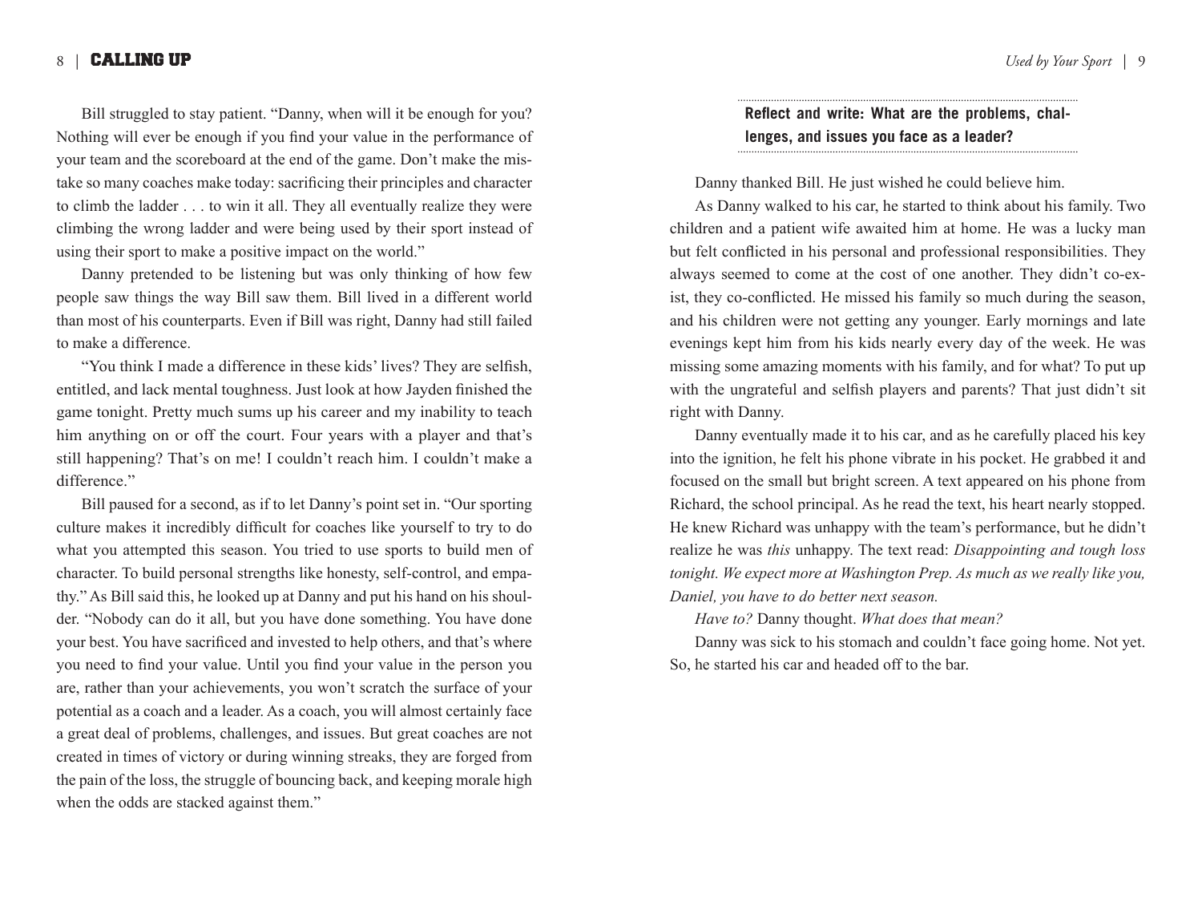Bill struggled to stay patient. "Danny, when will it be enough for you? Nothing will ever be enough if you find your value in the performance of your team and the scoreboard at the end of the game. Don't make the mistake so many coaches make today: sacrificing their principles and character to climb the ladder . . . to win it all. They all eventually realize they were climbing the wrong ladder and were being used by their sport instead of using their sport to make a positive impact on the world."

Danny pretended to be listening but was only thinking of how few people saw things the way Bill saw them. Bill lived in a different world than most of his counterparts. Even if Bill was right, Danny had still failed to make a difference.

"You think I made a difference in these kids' lives? They are selfish, entitled, and lack mental toughness. Just look at how Jayden finished the game tonight. Pretty much sums up his career and my inability to teach him anything on or off the court. Four years with a player and that's still happening? That's on me! I couldn't reach him. I couldn't make a difference."

Bill paused for a second, as if to let Danny's point set in. "Our sporting culture makes it incredibly difficult for coaches like yourself to try to do what you attempted this season. You tried to use sports to build men of character. To build personal strengths like honesty, self-control, and empathy." As Bill said this, he looked up at Danny and put his hand on his shoulder. "Nobody can do it all, but you have done something. You have done your best. You have sacrificed and invested to help others, and that's where you need to find your value. Until you find your value in the person you are, rather than your achievements, you won't scratch the surface of your potential as a coach and a leader. As a coach, you will almost certainly face a great deal of problems, challenges, and issues. But great coaches are not created in times of victory or during winning streaks, they are forged from the pain of the loss, the struggle of bouncing back, and keeping morale high when the odds are stacked against them."

**Reflect and write: What are the problems, challenges, and issues you face as a leader?**

Danny thanked Bill. He just wished he could believe him.

As Danny walked to his car, he started to think about his family. Two children and a patient wife awaited him at home. He was a lucky man but felt conflicted in his personal and professional responsibilities. They always seemed to come at the cost of one another. They didn't co-exist, they co-conflicted. He missed his family so much during the season, and his children were not getting any younger. Early mornings and late evenings kept him from his kids nearly every day of the week. He was missing some amazing moments with his family, and for what? To put up with the ungrateful and selfish players and parents? That just didn't sit right with Danny.

Danny eventually made it to his car, and as he carefully placed his key into the ignition, he felt his phone vibrate in his pocket. He grabbed it and focused on the small but bright screen. A text appeared on his phone from Richard, the school principal. As he read the text, his heart nearly stopped. He knew Richard was unhappy with the team's performance, but he didn't realize he was *this* unhappy. The text read: *Disappointing and tough loss tonight. We expect more at Washington Prep. As much as we really like you, Daniel, you have to do better next season.*

*Have to?* Danny thought. *What does that mean?*

Danny was sick to his stomach and couldn't face going home. Not yet. So, he started his car and headed off to the bar.